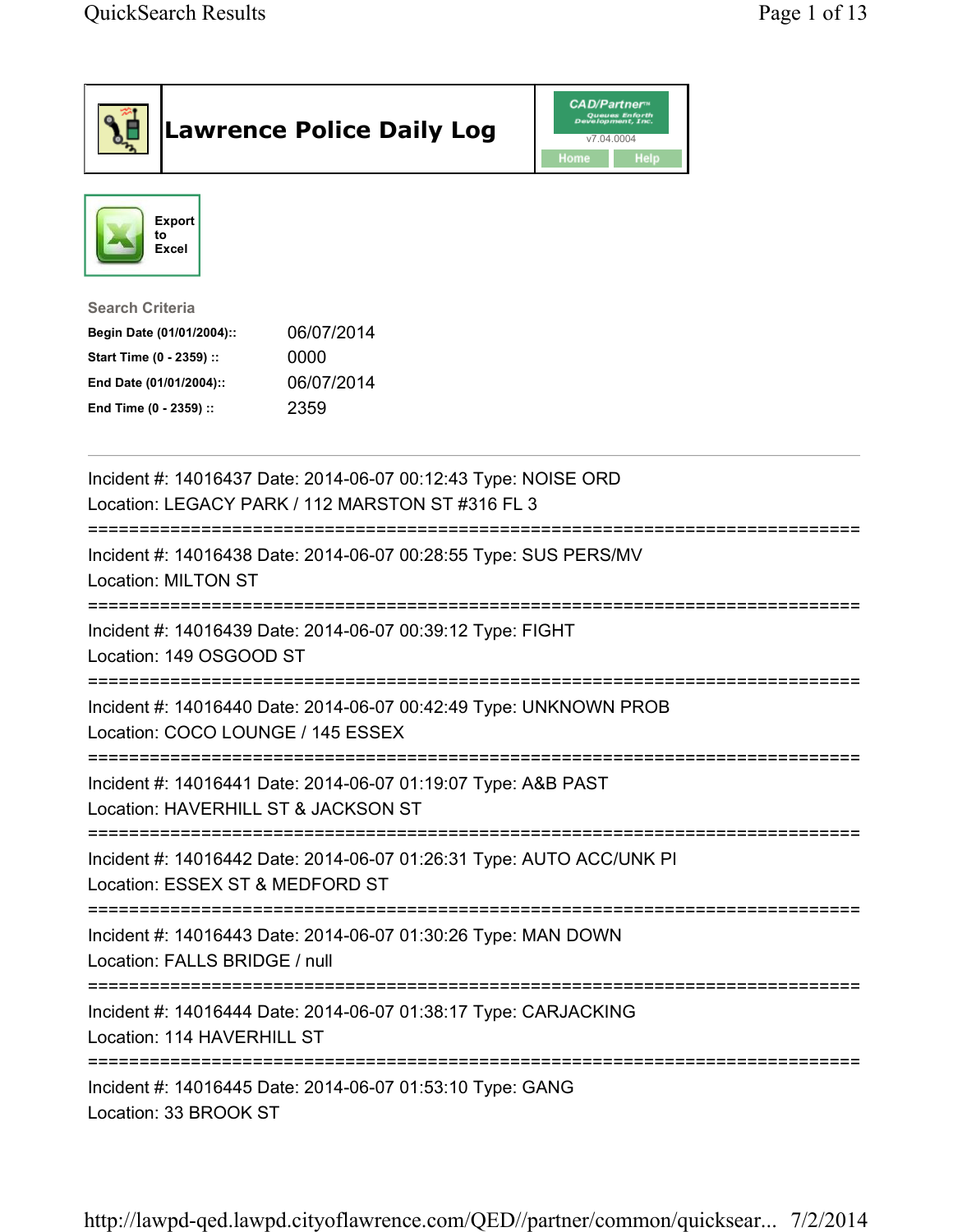# Lawrence Police Daily Log

CAD/Partner
v7.04.0004
Home Help

Export to Excel

**Search Criteria**

| | |
|---|---|
| **Begin Date (01/01/2004)::** | 06/07/2014 |
| **Start Time (0 - 2359) ::** | 0000 |
| **End Date (01/01/2004)::** | 06/07/2014 |
| **End Time (0 - 2359) ::** | 2359 |

---

Incident #: 14016437 Date: 2014-06-07 00:12:43 Type: NOISE ORD
Location: LEGACY PARK / 112 MARSTON ST #316 FL 3

===========================================================================

Incident #: 14016438 Date: 2014-06-07 00:28:55 Type: SUS PERS/MV
Location: MILTON ST

===========================================================================

Incident #: 14016439 Date: 2014-06-07 00:39:12 Type: FIGHT
Location: 149 OSGOOD ST

===========================================================================

Incident #: 14016440 Date: 2014-06-07 00:42:49 Type: UNKNOWN PROB
Location: COCO LOUNGE / 145 ESSEX

===========================================================================

Incident #: 14016441 Date: 2014-06-07 01:19:07 Type: A&B PAST
Location: HAVERHILL ST & JACKSON ST

===========================================================================

Incident #: 14016442 Date: 2014-06-07 01:26:31 Type: AUTO ACC/UNK PI
Location: ESSEX ST & MEDFORD ST

===========================================================================

Incident #: 14016443 Date: 2014-06-07 01:30:26 Type: MAN DOWN
Location: FALLS BRIDGE / null

===========================================================================

Incident #: 14016444 Date: 2014-06-07 01:38:17 Type: CARJACKING
Location: 114 HAVERHILL ST

===========================================================================

Incident #: 14016445 Date: 2014-06-07 01:53:10 Type: GANG
Location: 33 BROOK ST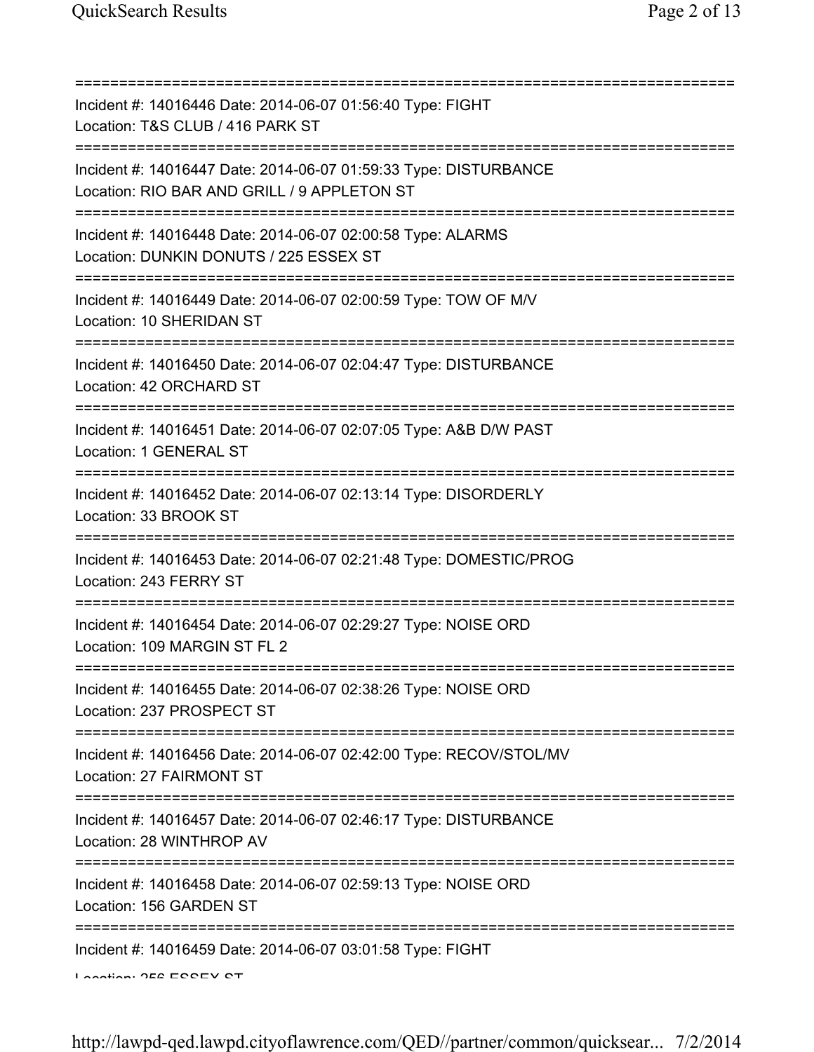===========================================================================
Incident #: 14016446 Date: 2014-06-07 01:56:40 Type: FIGHT
Location: T&S CLUB / 416 PARK ST
===========================================================================
Incident #: 14016447 Date: 2014-06-07 01:59:33 Type: DISTURBANCE
Location: RIO BAR AND GRILL / 9 APPLETON ST
===========================================================================
Incident #: 14016448 Date: 2014-06-07 02:00:58 Type: ALARMS
Location: DUNKIN DONUTS / 225 ESSEX ST
===========================================================================
Incident #: 14016449 Date: 2014-06-07 02:00:59 Type: TOW OF M/V
Location: 10 SHERIDAN ST
===========================================================================
Incident #: 14016450 Date: 2014-06-07 02:04:47 Type: DISTURBANCE
Location: 42 ORCHARD ST
===========================================================================
Incident #: 14016451 Date: 2014-06-07 02:07:05 Type: A&B D/W PAST
Location: 1 GENERAL ST
===========================================================================
Incident #: 14016452 Date: 2014-06-07 02:13:14 Type: DISORDERLY
Location: 33 BROOK ST
===========================================================================
Incident #: 14016453 Date: 2014-06-07 02:21:48 Type: DOMESTIC/PROG
Location: 243 FERRY ST
===========================================================================
Incident #: 14016454 Date: 2014-06-07 02:29:27 Type: NOISE ORD
Location: 109 MARGIN ST FL 2
===========================================================================
Incident #: 14016455 Date: 2014-06-07 02:38:26 Type: NOISE ORD
Location: 237 PROSPECT ST
===========================================================================
Incident #: 14016456 Date: 2014-06-07 02:42:00 Type: RECOV/STOL/MV
Location: 27 FAIRMONT ST
===========================================================================
Incident #: 14016457 Date: 2014-06-07 02:46:17 Type: DISTURBANCE
Location: 28 WINTHROP AV
===========================================================================
Incident #: 14016458 Date: 2014-06-07 02:59:13 Type: NOISE ORD
Location: 156 GARDEN ST
===========================================================================
Incident #: 14016459 Date: 2014-06-07 03:01:58 Type: FIGHT
Location: 256 ESSEX ST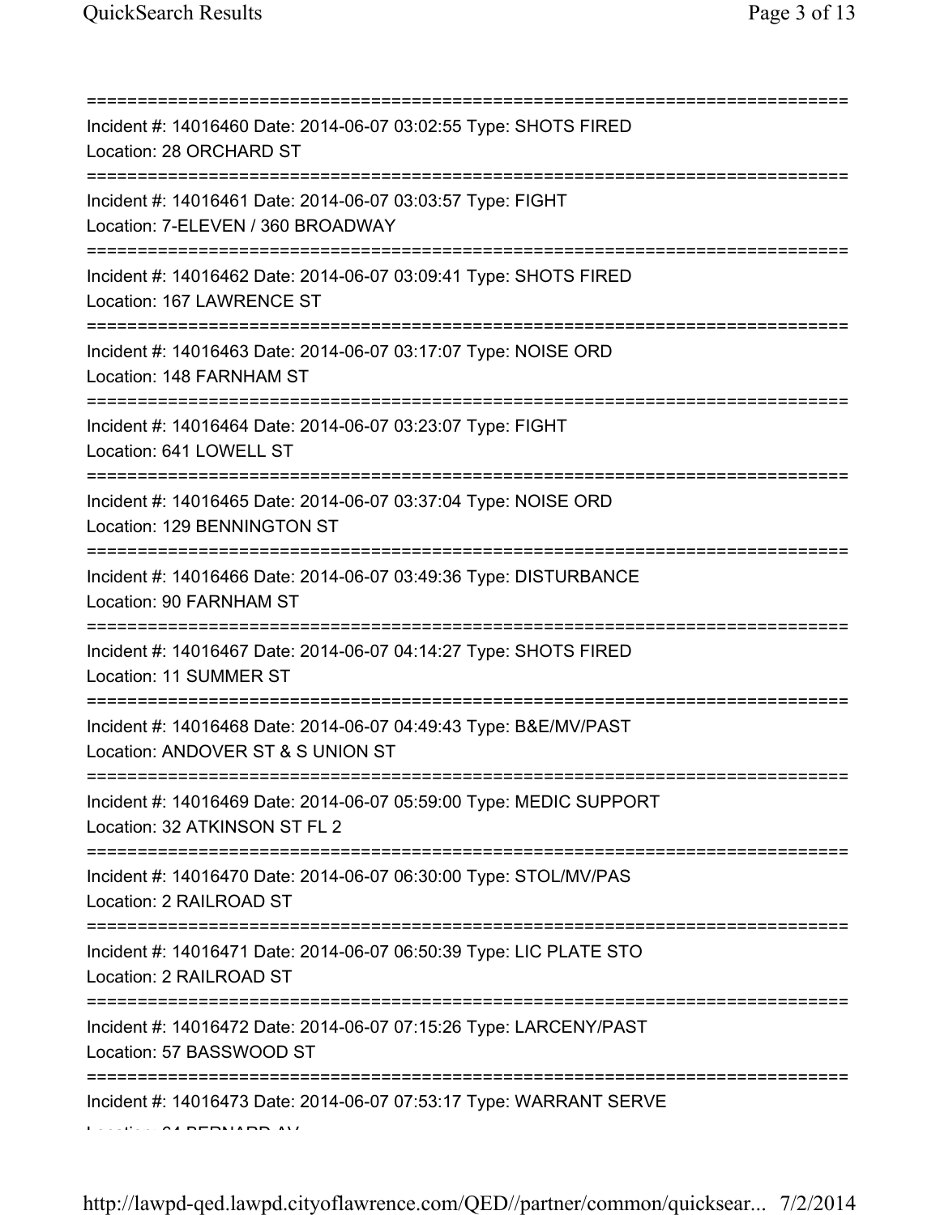================================================================================

Incident #: 14016460 Date: 2014-06-07 03:02:55 Type: SHOTS FIRED
Location: 28 ORCHARD ST

================================================================================

Incident #: 14016461 Date: 2014-06-07 03:03:57 Type: FIGHT
Location: 7-ELEVEN / 360 BROADWAY

================================================================================

Incident #: 14016462 Date: 2014-06-07 03:09:41 Type: SHOTS FIRED
Location: 167 LAWRENCE ST

================================================================================

Incident #: 14016463 Date: 2014-06-07 03:17:07 Type: NOISE ORD
Location: 148 FARNHAM ST

================================================================================

Incident #: 14016464 Date: 2014-06-07 03:23:07 Type: FIGHT
Location: 641 LOWELL ST

================================================================================

Incident #: 14016465 Date: 2014-06-07 03:37:04 Type: NOISE ORD
Location: 129 BENNINGTON ST

================================================================================

Incident #: 14016466 Date: 2014-06-07 03:49:36 Type: DISTURBANCE
Location: 90 FARNHAM ST

================================================================================

Incident #: 14016467 Date: 2014-06-07 04:14:27 Type: SHOTS FIRED
Location: 11 SUMMER ST

================================================================================

Incident #: 14016468 Date: 2014-06-07 04:49:43 Type: B&E/MV/PAST
Location: ANDOVER ST & S UNION ST

================================================================================

Incident #: 14016469 Date: 2014-06-07 05:59:00 Type: MEDIC SUPPORT
Location: 32 ATKINSON ST FL 2

================================================================================

Incident #: 14016470 Date: 2014-06-07 06:30:00 Type: STOL/MV/PAS
Location: 2 RAILROAD ST

================================================================================

Incident #: 14016471 Date: 2014-06-07 06:50:39 Type: LIC PLATE STO
Location: 2 RAILROAD ST

================================================================================

Incident #: 14016472 Date: 2014-06-07 07:15:26 Type: LARCENY/PAST
Location: 57 BASSWOOD ST

================================================================================

Incident #: 14016473 Date: 2014-06-07 07:53:17 Type: WARRANT SERVE
Location: 64 BERNARD AV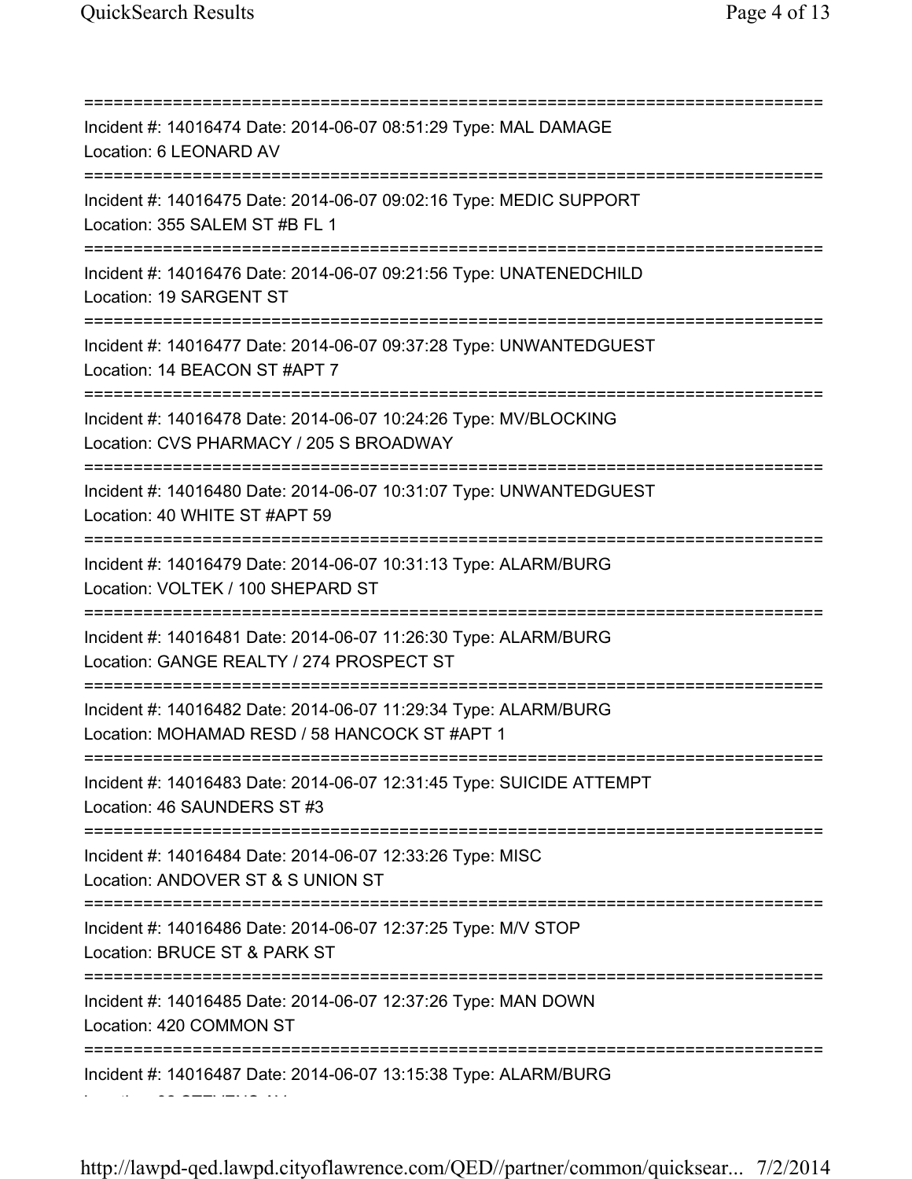===========================================================================
Incident #: 14016474 Date: 2014-06-07 08:51:29 Type: MAL DAMAGE
Location: 6 LEONARD AV
===========================================================================
Incident #: 14016475 Date: 2014-06-07 09:02:16 Type: MEDIC SUPPORT
Location: 355 SALEM ST #B FL 1
===========================================================================
Incident #: 14016476 Date: 2014-06-07 09:21:56 Type: UNATENEDCHILD
Location: 19 SARGENT ST
===========================================================================
Incident #: 14016477 Date: 2014-06-07 09:37:28 Type: UNWANTEDGUEST
Location: 14 BEACON ST #APT 7
===========================================================================
Incident #: 14016478 Date: 2014-06-07 10:24:26 Type: MV/BLOCKING
Location: CVS PHARMACY / 205 S BROADWAY
===========================================================================
Incident #: 14016480 Date: 2014-06-07 10:31:07 Type: UNWANTEDGUEST
Location: 40 WHITE ST #APT 59
===========================================================================
Incident #: 14016479 Date: 2014-06-07 10:31:13 Type: ALARM/BURG
Location: VOLTEK / 100 SHEPARD ST
===========================================================================
Incident #: 14016481 Date: 2014-06-07 11:26:30 Type: ALARM/BURG
Location: GANGE REALTY / 274 PROSPECT ST
===========================================================================
Incident #: 14016482 Date: 2014-06-07 11:29:34 Type: ALARM/BURG
Location: MOHAMAD RESD / 58 HANCOCK ST #APT 1
===========================================================================
Incident #: 14016483 Date: 2014-06-07 12:31:45 Type: SUICIDE ATTEMPT
Location: 46 SAUNDERS ST #3
===========================================================================
Incident #: 14016484 Date: 2014-06-07 12:33:26 Type: MISC
Location: ANDOVER ST & S UNION ST
===========================================================================
Incident #: 14016486 Date: 2014-06-07 12:37:25 Type: M/V STOP
Location: BRUCE ST & PARK ST
===========================================================================
Incident #: 14016485 Date: 2014-06-07 12:37:26 Type: MAN DOWN
Location: 420 COMMON ST
===========================================================================
Incident #: 14016487 Date: 2014-06-07 13:15:38 Type: ALARM/BURG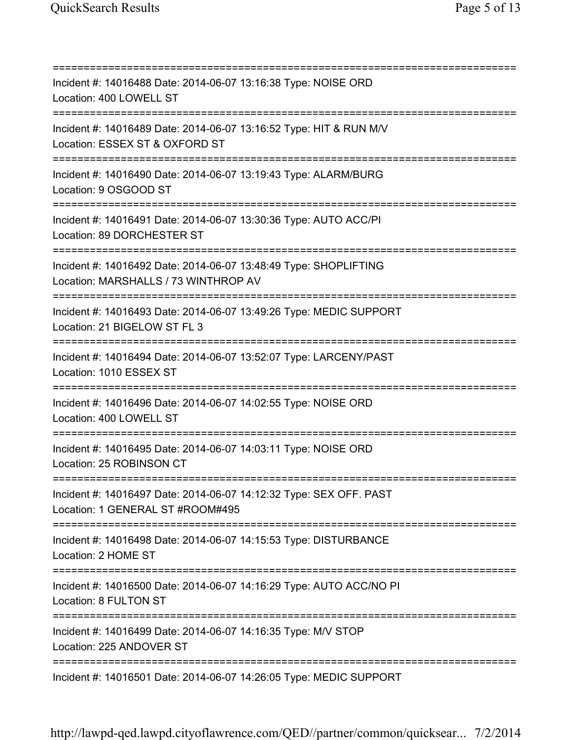===========================================================================

Incident #: 14016488 Date: 2014-06-07 13:16:38 Type: NOISE ORD
Location: 400 LOWELL ST

===========================================================================

Incident #: 14016489 Date: 2014-06-07 13:16:52 Type: HIT & RUN M/V
Location: ESSEX ST & OXFORD ST

===========================================================================

Incident #: 14016490 Date: 2014-06-07 13:19:43 Type: ALARM/BURG
Location: 9 OSGOOD ST

===========================================================================

Incident #: 14016491 Date: 2014-06-07 13:30:36 Type: AUTO ACC/PI
Location: 89 DORCHESTER ST

===========================================================================

Incident #: 14016492 Date: 2014-06-07 13:48:49 Type: SHOPLIFTING
Location: MARSHALLS / 73 WINTHROP AV

===========================================================================

Incident #: 14016493 Date: 2014-06-07 13:49:26 Type: MEDIC SUPPORT
Location: 21 BIGELOW ST FL 3

===========================================================================

Incident #: 14016494 Date: 2014-06-07 13:52:07 Type: LARCENY/PAST
Location: 1010 ESSEX ST

===========================================================================

Incident #: 14016496 Date: 2014-06-07 14:02:55 Type: NOISE ORD
Location: 400 LOWELL ST

===========================================================================

Incident #: 14016495 Date: 2014-06-07 14:03:11 Type: NOISE ORD
Location: 25 ROBINSON CT

===========================================================================

Incident #: 14016497 Date: 2014-06-07 14:12:32 Type: SEX OFF. PAST
Location: 1 GENERAL ST #ROOM#495

===========================================================================

Incident #: 14016498 Date: 2014-06-07 14:15:53 Type: DISTURBANCE
Location: 2 HOME ST

===========================================================================

Incident #: 14016500 Date: 2014-06-07 14:16:29 Type: AUTO ACC/NO PI
Location: 8 FULTON ST

===========================================================================

Incident #: 14016499 Date: 2014-06-07 14:16:35 Type: M/V STOP
Location: 225 ANDOVER ST

===========================================================================

Incident #: 14016501 Date: 2014-06-07 14:26:05 Type: MEDIC SUPPORT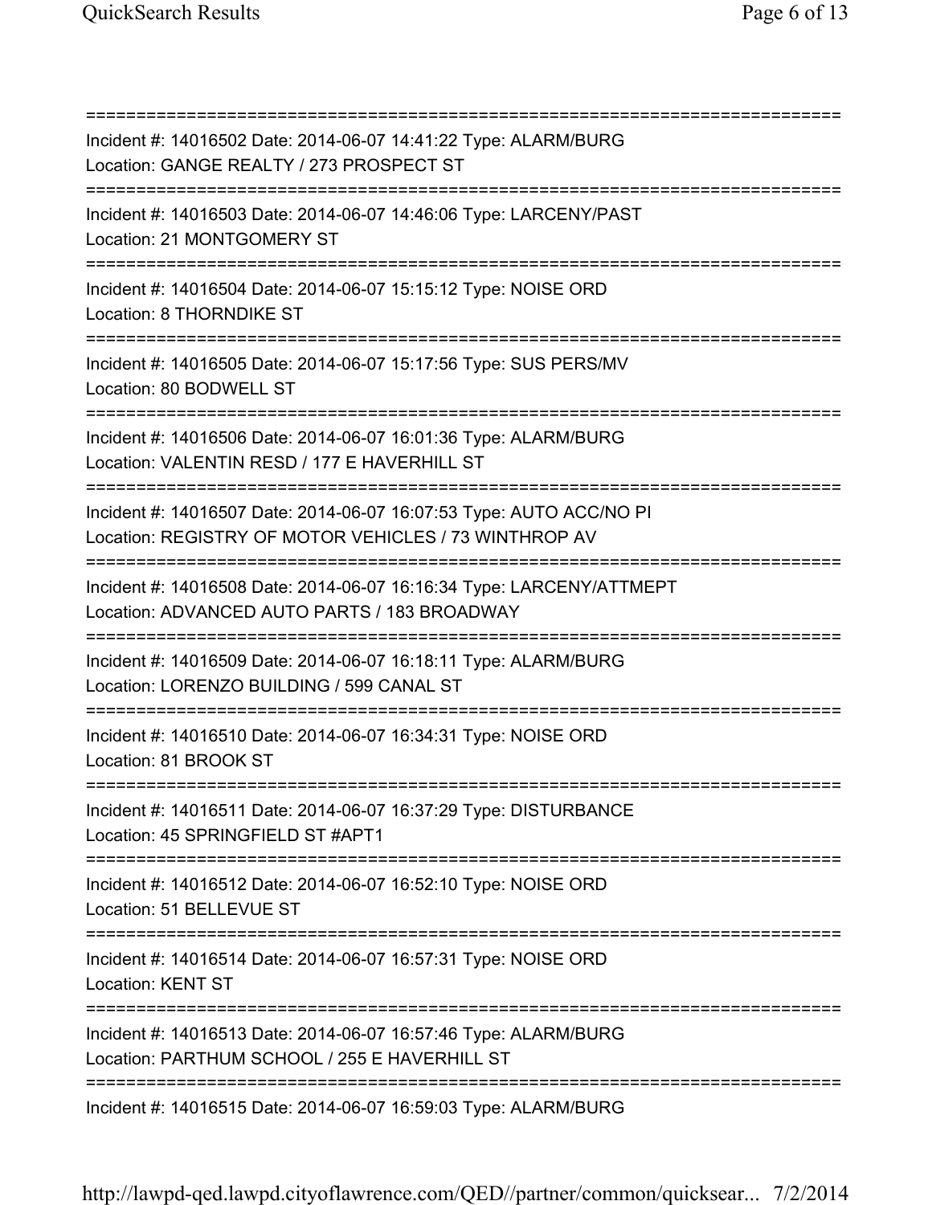===========================================================================

Incident #: 14016502 Date: 2014-06-07 14:41:22 Type: ALARM/BURG

Location: GANGE REALTY / 273 PROSPECT ST

===========================================================================

Incident #: 14016503 Date: 2014-06-07 14:46:06 Type: LARCENY/PAST

Location: 21 MONTGOMERY ST

===========================================================================

Incident #: 14016504 Date: 2014-06-07 15:15:12 Type: NOISE ORD

Location: 8 THORNDIKE ST

===========================================================================

Incident #: 14016505 Date: 2014-06-07 15:17:56 Type: SUS PERS/MV

Location: 80 BODWELL ST

===========================================================================

Incident #: 14016506 Date: 2014-06-07 16:01:36 Type: ALARM/BURG

Location: VALENTIN RESD / 177 E HAVERHILL ST

===========================================================================

Incident #: 14016507 Date: 2014-06-07 16:07:53 Type: AUTO ACC/NO PI

Location: REGISTRY OF MOTOR VEHICLES / 73 WINTHROP AV

===========================================================================

Incident #: 14016508 Date: 2014-06-07 16:16:34 Type: LARCENY/ATTMEPT

Location: ADVANCED AUTO PARTS / 183 BROADWAY

===========================================================================

Incident #: 14016509 Date: 2014-06-07 16:18:11 Type: ALARM/BURG

Location: LORENZO BUILDING / 599 CANAL ST

===========================================================================

Incident #: 14016510 Date: 2014-06-07 16:34:31 Type: NOISE ORD

Location: 81 BROOK ST

===========================================================================

Incident #: 14016511 Date: 2014-06-07 16:37:29 Type: DISTURBANCE

Location: 45 SPRINGFIELD ST #APT1

===========================================================================

Incident #: 14016512 Date: 2014-06-07 16:52:10 Type: NOISE ORD

Location: 51 BELLEVUE ST

===========================================================================

Incident #: 14016514 Date: 2014-06-07 16:57:31 Type: NOISE ORD

Location: KENT ST

===========================================================================

Incident #: 14016513 Date: 2014-06-07 16:57:46 Type: ALARM/BURG

Location: PARTHUM SCHOOL / 255 E HAVERHILL ST

===========================================================================

Incident #: 14016515 Date: 2014-06-07 16:59:03 Type: ALARM/BURG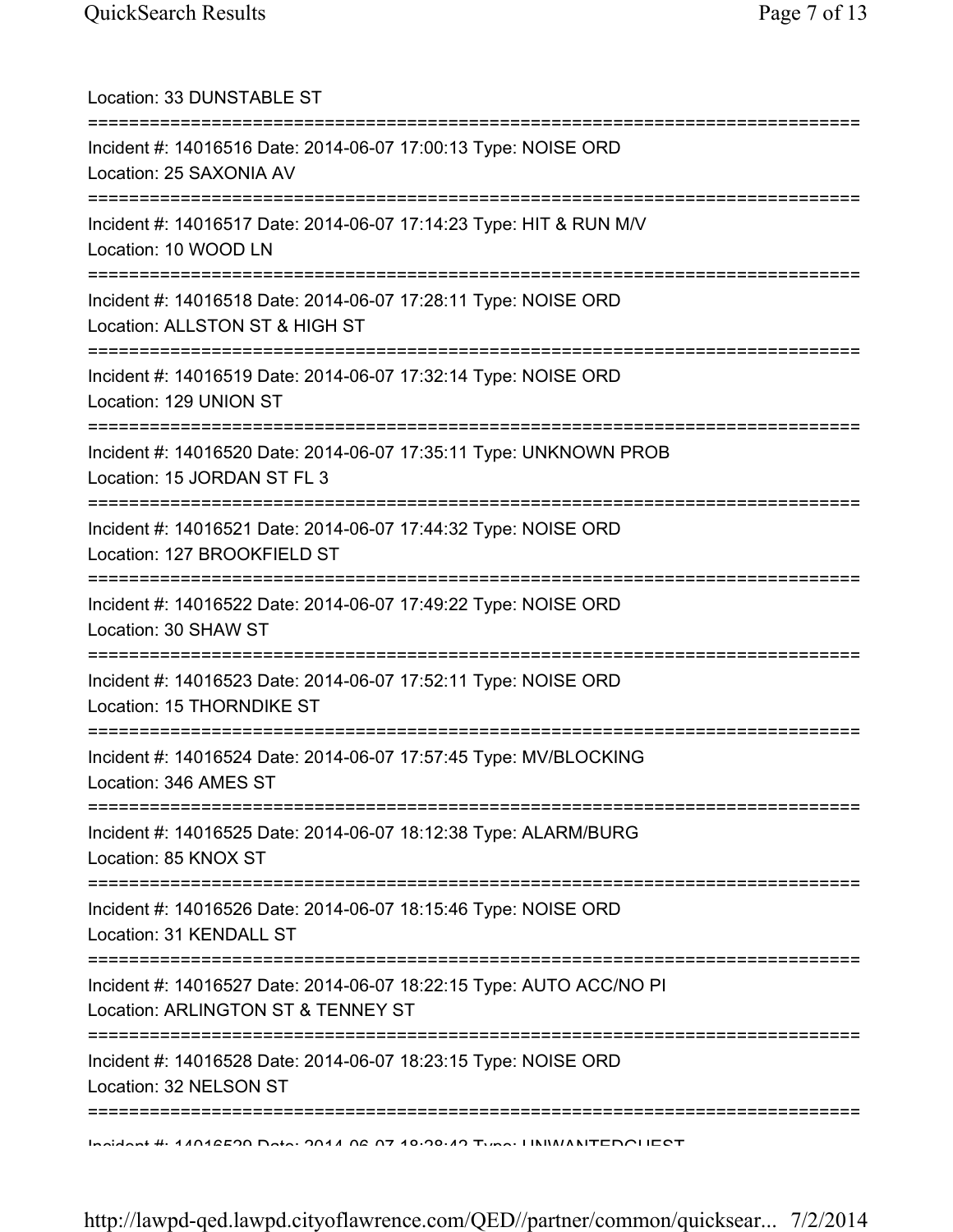Location: 33 DUNSTABLE ST

===========================================================================

Incident #: 14016516 Date: 2014-06-07 17:00:13 Type: NOISE ORD

Location: 25 SAXONIA AV

===========================================================================

Incident #: 14016517 Date: 2014-06-07 17:14:23 Type: HIT & RUN M/V

Location: 10 WOOD LN

===========================================================================

Incident #: 14016518 Date: 2014-06-07 17:28:11 Type: NOISE ORD

Location: ALLSTON ST & HIGH ST

===========================================================================

Incident #: 14016519 Date: 2014-06-07 17:32:14 Type: NOISE ORD

Location: 129 UNION ST

===========================================================================

Incident #: 14016520 Date: 2014-06-07 17:35:11 Type: UNKNOWN PROB

Location: 15 JORDAN ST FL 3

===========================================================================

Incident #: 14016521 Date: 2014-06-07 17:44:32 Type: NOISE ORD

Location: 127 BROOKFIELD ST

===========================================================================

Incident #: 14016522 Date: 2014-06-07 17:49:22 Type: NOISE ORD

Location: 30 SHAW ST

===========================================================================

Incident #: 14016523 Date: 2014-06-07 17:52:11 Type: NOISE ORD

Location: 15 THORNDIKE ST

===========================================================================

Incident #: 14016524 Date: 2014-06-07 17:57:45 Type: MV/BLOCKING

Location: 346 AMES ST

===========================================================================

Incident #: 14016525 Date: 2014-06-07 18:12:38 Type: ALARM/BURG

Location: 85 KNOX ST

===========================================================================

Incident #: 14016526 Date: 2014-06-07 18:15:46 Type: NOISE ORD

Location: 31 KENDALL ST

===========================================================================

Incident #: 14016527 Date: 2014-06-07 18:22:15 Type: AUTO ACC/NO PI

Location: ARLINGTON ST & TENNEY ST

===========================================================================

Incident #: 14016528 Date: 2014-06-07 18:23:15 Type: NOISE ORD

Location: 32 NELSON ST

===========================================================================

Incident #: 14016529 Date: 2014-06-07 18:28:42 Type: UNWANTEDGUEST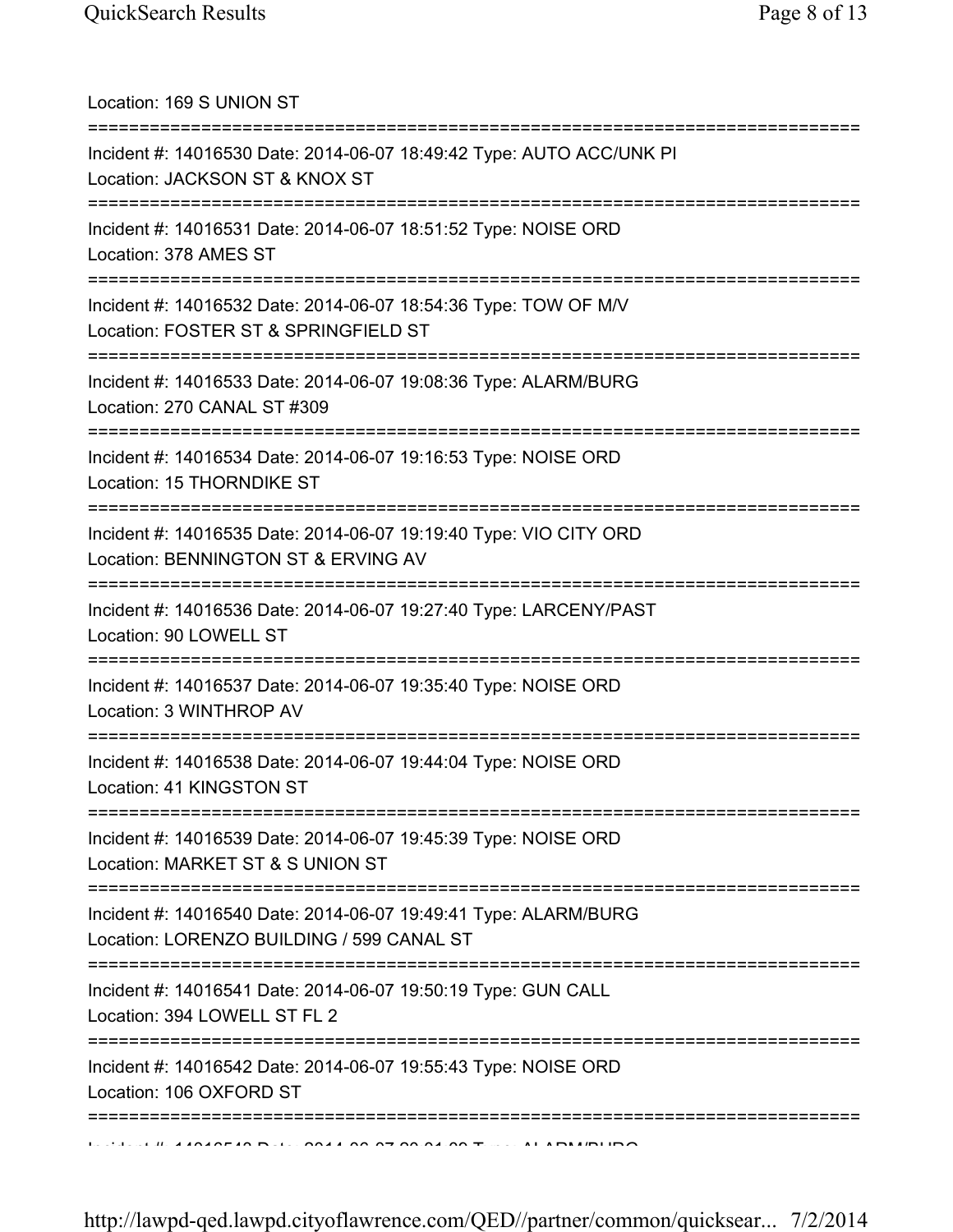Location: 169 S UNION ST

===========================================================================

Incident #: 14016530 Date: 2014-06-07 18:49:42 Type: AUTO ACC/UNK PI
Location: JACKSON ST & KNOX ST

===========================================================================

Incident #: 14016531 Date: 2014-06-07 18:51:52 Type: NOISE ORD
Location: 378 AMES ST

===========================================================================

Incident #: 14016532 Date: 2014-06-07 18:54:36 Type: TOW OF M/V
Location: FOSTER ST & SPRINGFIELD ST

===========================================================================

Incident #: 14016533 Date: 2014-06-07 19:08:36 Type: ALARM/BURG
Location: 270 CANAL ST #309

===========================================================================

Incident #: 14016534 Date: 2014-06-07 19:16:53 Type: NOISE ORD
Location: 15 THORNDIKE ST

===========================================================================

Incident #: 14016535 Date: 2014-06-07 19:19:40 Type: VIO CITY ORD
Location: BENNINGTON ST & ERVING AV

===========================================================================

Incident #: 14016536 Date: 2014-06-07 19:27:40 Type: LARCENY/PAST
Location: 90 LOWELL ST

===========================================================================

Incident #: 14016537 Date: 2014-06-07 19:35:40 Type: NOISE ORD
Location: 3 WINTHROP AV

===========================================================================

Incident #: 14016538 Date: 2014-06-07 19:44:04 Type: NOISE ORD
Location: 41 KINGSTON ST

===========================================================================

Incident #: 14016539 Date: 2014-06-07 19:45:39 Type: NOISE ORD
Location: MARKET ST & S UNION ST

===========================================================================

Incident #: 14016540 Date: 2014-06-07 19:49:41 Type: ALARM/BURG
Location: LORENZO BUILDING / 599 CANAL ST

===========================================================================

Incident #: 14016541 Date: 2014-06-07 19:50:19 Type: GUN CALL
Location: 394 LOWELL ST FL 2

===========================================================================

Incident #: 14016542 Date: 2014-06-07 19:55:43 Type: NOISE ORD
Location: 106 OXFORD ST

===========================================================================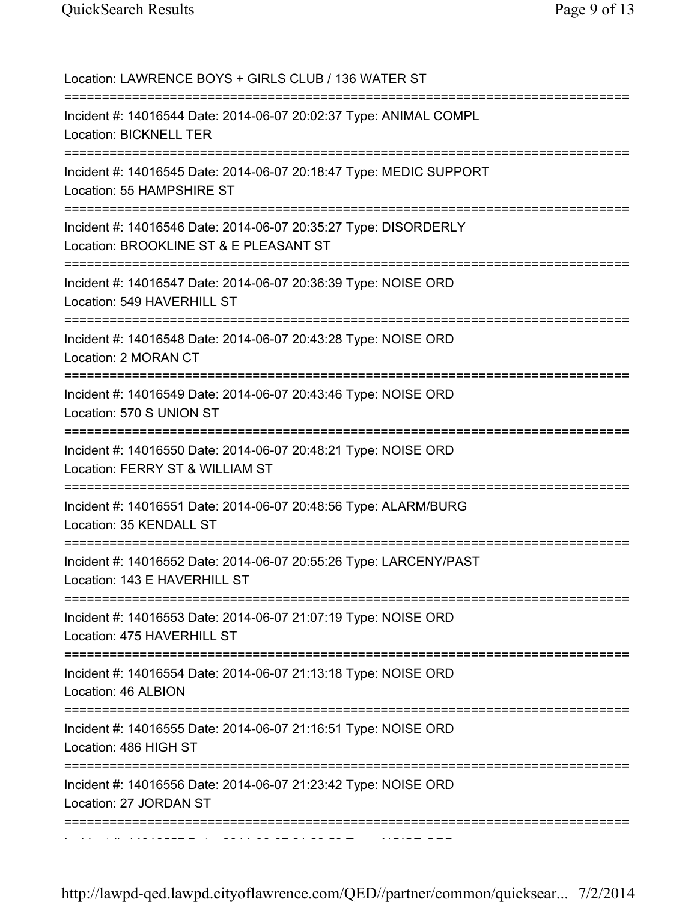Location: LAWRENCE BOYS + GIRLS CLUB / 136 WATER ST

===========================================================================

Incident #: 14016544 Date: 2014-06-07 20:02:37 Type: ANIMAL COMPL
Location: BICKNELL TER

===========================================================================

Incident #: 14016545 Date: 2014-06-07 20:18:47 Type: MEDIC SUPPORT
Location: 55 HAMPSHIRE ST

===========================================================================

Incident #: 14016546 Date: 2014-06-07 20:35:27 Type: DISORDERLY
Location: BROOKLINE ST & E PLEASANT ST

===========================================================================

Incident #: 14016547 Date: 2014-06-07 20:36:39 Type: NOISE ORD
Location: 549 HAVERHILL ST

===========================================================================

Incident #: 14016548 Date: 2014-06-07 20:43:28 Type: NOISE ORD
Location: 2 MORAN CT

===========================================================================

Incident #: 14016549 Date: 2014-06-07 20:43:46 Type: NOISE ORD
Location: 570 S UNION ST

===========================================================================

Incident #: 14016550 Date: 2014-06-07 20:48:21 Type: NOISE ORD
Location: FERRY ST & WILLIAM ST

===========================================================================

Incident #: 14016551 Date: 2014-06-07 20:48:56 Type: ALARM/BURG
Location: 35 KENDALL ST

===========================================================================

Incident #: 14016552 Date: 2014-06-07 20:55:26 Type: LARCENY/PAST
Location: 143 E HAVERHILL ST

===========================================================================

Incident #: 14016553 Date: 2014-06-07 21:07:19 Type: NOISE ORD
Location: 475 HAVERHILL ST

===========================================================================

Incident #: 14016554 Date: 2014-06-07 21:13:18 Type: NOISE ORD
Location: 46 ALBION

===========================================================================

Incident #: 14016555 Date: 2014-06-07 21:16:51 Type: NOISE ORD
Location: 486 HIGH ST

===========================================================================

Incident #: 14016556 Date: 2014-06-07 21:23:42 Type: NOISE ORD
Location: 27 JORDAN ST

===========================================================================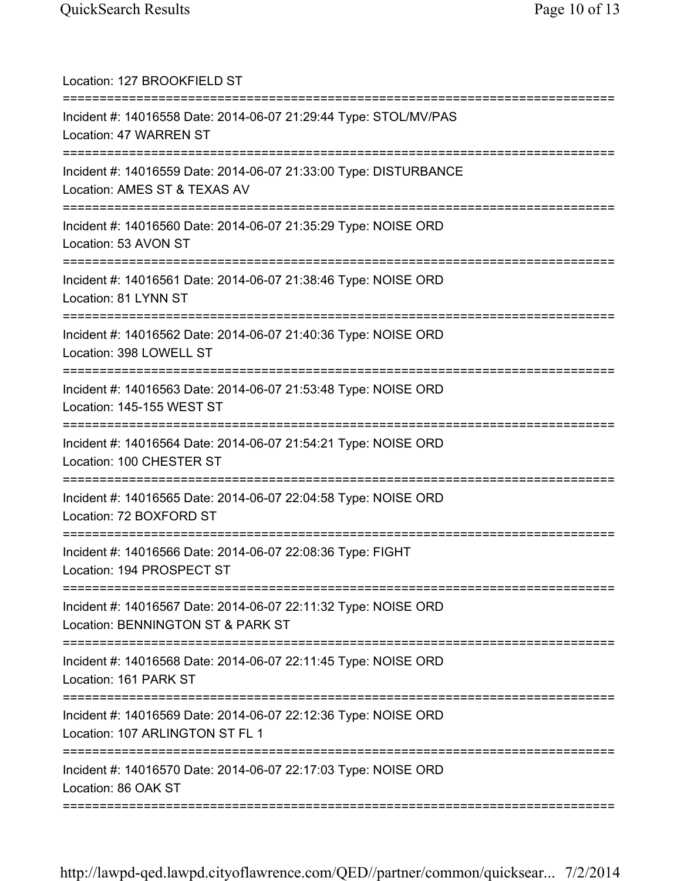Location: 127 BROOKFIELD ST

===========================================================================

Incident #: 14016558 Date: 2014-06-07 21:29:44 Type: STOL/MV/PAS

Location: 47 WARREN ST

===========================================================================

Incident #: 14016559 Date: 2014-06-07 21:33:00 Type: DISTURBANCE

Location: AMES ST & TEXAS AV

===========================================================================

Incident #: 14016560 Date: 2014-06-07 21:35:29 Type: NOISE ORD

Location: 53 AVON ST

===========================================================================

Incident #: 14016561 Date: 2014-06-07 21:38:46 Type: NOISE ORD

Location: 81 LYNN ST

===========================================================================

Incident #: 14016562 Date: 2014-06-07 21:40:36 Type: NOISE ORD

Location: 398 LOWELL ST

===========================================================================

Incident #: 14016563 Date: 2014-06-07 21:53:48 Type: NOISE ORD

Location: 145-155 WEST ST

===========================================================================

Incident #: 14016564 Date: 2014-06-07 21:54:21 Type: NOISE ORD

Location: 100 CHESTER ST

===========================================================================

Incident #: 14016565 Date: 2014-06-07 22:04:58 Type: NOISE ORD

Location: 72 BOXFORD ST

===========================================================================

Incident #: 14016566 Date: 2014-06-07 22:08:36 Type: FIGHT

Location: 194 PROSPECT ST

===========================================================================

Incident #: 14016567 Date: 2014-06-07 22:11:32 Type: NOISE ORD

Location: BENNINGTON ST & PARK ST

===========================================================================

Incident #: 14016568 Date: 2014-06-07 22:11:45 Type: NOISE ORD

Location: 161 PARK ST

===========================================================================

Incident #: 14016569 Date: 2014-06-07 22:12:36 Type: NOISE ORD

Location: 107 ARLINGTON ST FL 1

===========================================================================

Incident #: 14016570 Date: 2014-06-07 22:17:03 Type: NOISE ORD

Location: 86 OAK ST

===========================================================================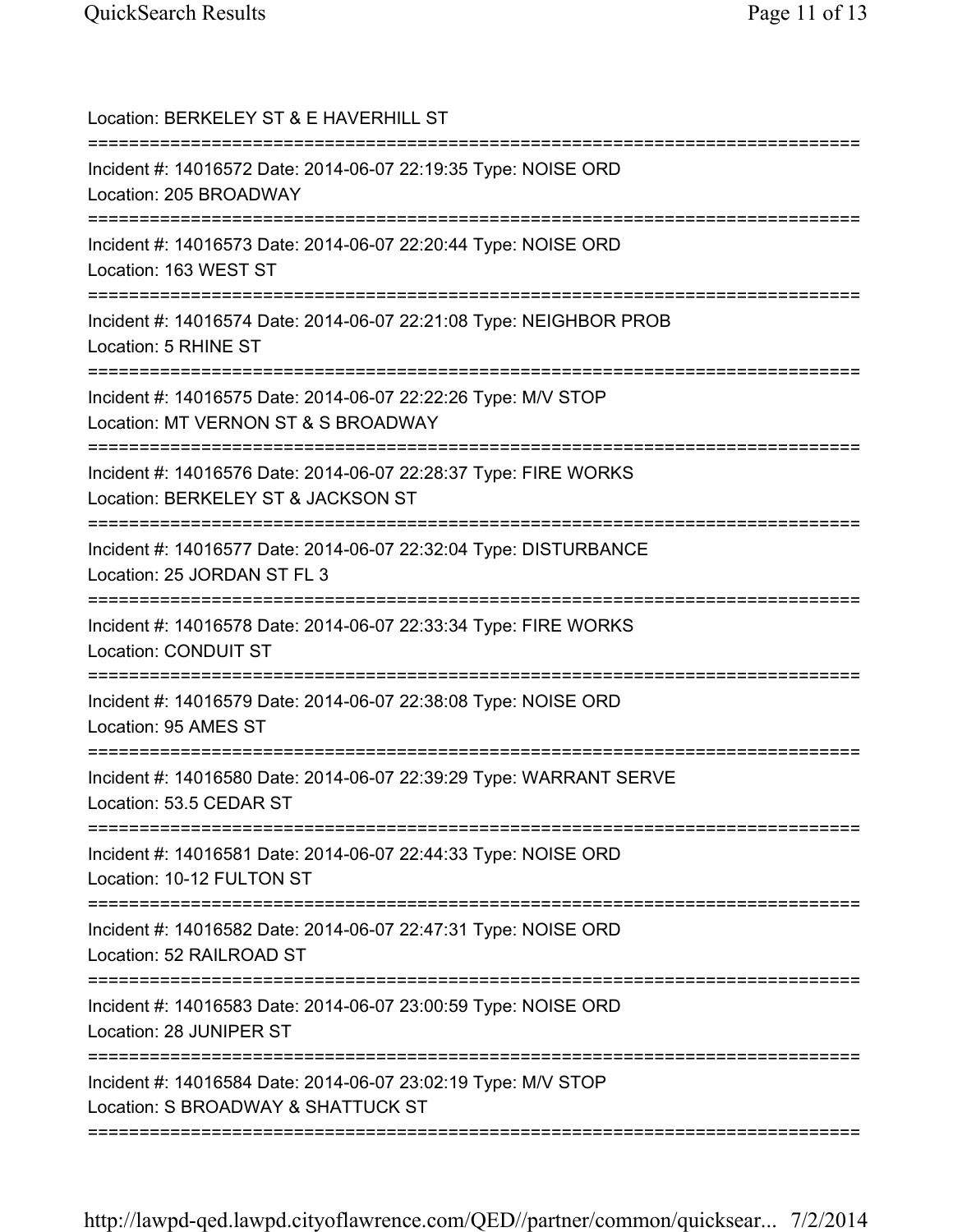Location: BERKELEY ST & E HAVERHILL ST

===========================================================================

Incident #: 14016572 Date: 2014-06-07 22:19:35 Type: NOISE ORD
Location: 205 BROADWAY

===========================================================================

Incident #: 14016573 Date: 2014-06-07 22:20:44 Type: NOISE ORD
Location: 163 WEST ST

===========================================================================

Incident #: 14016574 Date: 2014-06-07 22:21:08 Type: NEIGHBOR PROB
Location: 5 RHINE ST

===========================================================================

Incident #: 14016575 Date: 2014-06-07 22:22:26 Type: M/V STOP
Location: MT VERNON ST & S BROADWAY

===========================================================================

Incident #: 14016576 Date: 2014-06-07 22:28:37 Type: FIRE WORKS
Location: BERKELEY ST & JACKSON ST

===========================================================================

Incident #: 14016577 Date: 2014-06-07 22:32:04 Type: DISTURBANCE
Location: 25 JORDAN ST FL 3

===========================================================================

Incident #: 14016578 Date: 2014-06-07 22:33:34 Type: FIRE WORKS
Location: CONDUIT ST

===========================================================================

Incident #: 14016579 Date: 2014-06-07 22:38:08 Type: NOISE ORD
Location: 95 AMES ST

===========================================================================

Incident #: 14016580 Date: 2014-06-07 22:39:29 Type: WARRANT SERVE
Location: 53.5 CEDAR ST

===========================================================================

Incident #: 14016581 Date: 2014-06-07 22:44:33 Type: NOISE ORD
Location: 10-12 FULTON ST

===========================================================================

Incident #: 14016582 Date: 2014-06-07 22:47:31 Type: NOISE ORD
Location: 52 RAILROAD ST

===========================================================================

Incident #: 14016583 Date: 2014-06-07 23:00:59 Type: NOISE ORD
Location: 28 JUNIPER ST

===========================================================================

Incident #: 14016584 Date: 2014-06-07 23:02:19 Type: M/V STOP
Location: S BROADWAY & SHATTUCK ST

===========================================================================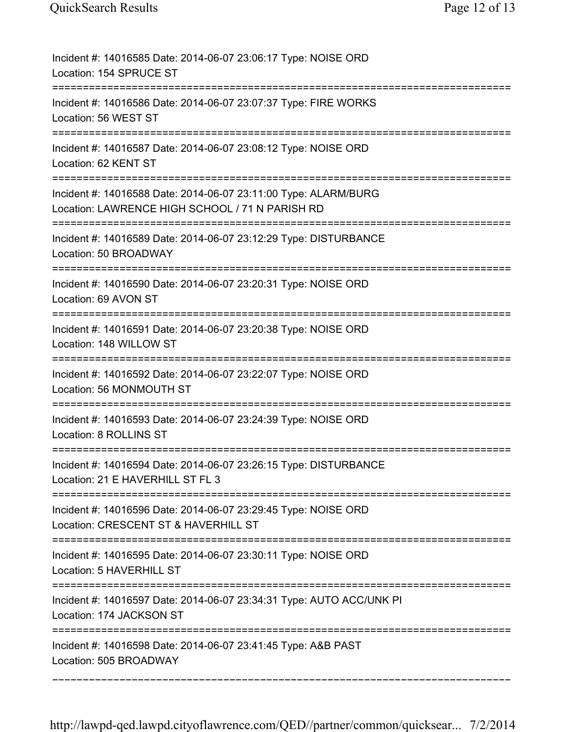Incident #: 14016585 Date: 2014-06-07 23:06:17 Type: NOISE ORD
Location: 154 SPRUCE ST

===========================================================================

Incident #: 14016586 Date: 2014-06-07 23:07:37 Type: FIRE WORKS
Location: 56 WEST ST

===========================================================================

Incident #: 14016587 Date: 2014-06-07 23:08:12 Type: NOISE ORD
Location: 62 KENT ST

===========================================================================

Incident #: 14016588 Date: 2014-06-07 23:11:00 Type: ALARM/BURG
Location: LAWRENCE HIGH SCHOOL / 71 N PARISH RD

===========================================================================

Incident #: 14016589 Date: 2014-06-07 23:12:29 Type: DISTURBANCE
Location: 50 BROADWAY

===========================================================================

Incident #: 14016590 Date: 2014-06-07 23:20:31 Type: NOISE ORD
Location: 69 AVON ST

===========================================================================

Incident #: 14016591 Date: 2014-06-07 23:20:38 Type: NOISE ORD
Location: 148 WILLOW ST

===========================================================================

Incident #: 14016592 Date: 2014-06-07 23:22:07 Type: NOISE ORD
Location: 56 MONMOUTH ST

===========================================================================

Incident #: 14016593 Date: 2014-06-07 23:24:39 Type: NOISE ORD
Location: 8 ROLLINS ST

===========================================================================

Incident #: 14016594 Date: 2014-06-07 23:26:15 Type: DISTURBANCE
Location: 21 E HAVERHILL ST FL 3

===========================================================================

Incident #: 14016596 Date: 2014-06-07 23:29:45 Type: NOISE ORD
Location: CRESCENT ST & HAVERHILL ST

===========================================================================

Incident #: 14016595 Date: 2014-06-07 23:30:11 Type: NOISE ORD
Location: 5 HAVERHILL ST

===========================================================================

Incident #: 14016597 Date: 2014-06-07 23:34:31 Type: AUTO ACC/UNK PI
Location: 174 JACKSON ST

===========================================================================

Incident #: 14016598 Date: 2014-06-07 23:41:45 Type: A&B PAST
Location: 505 BROADWAY

---------------------------------------------------------------------------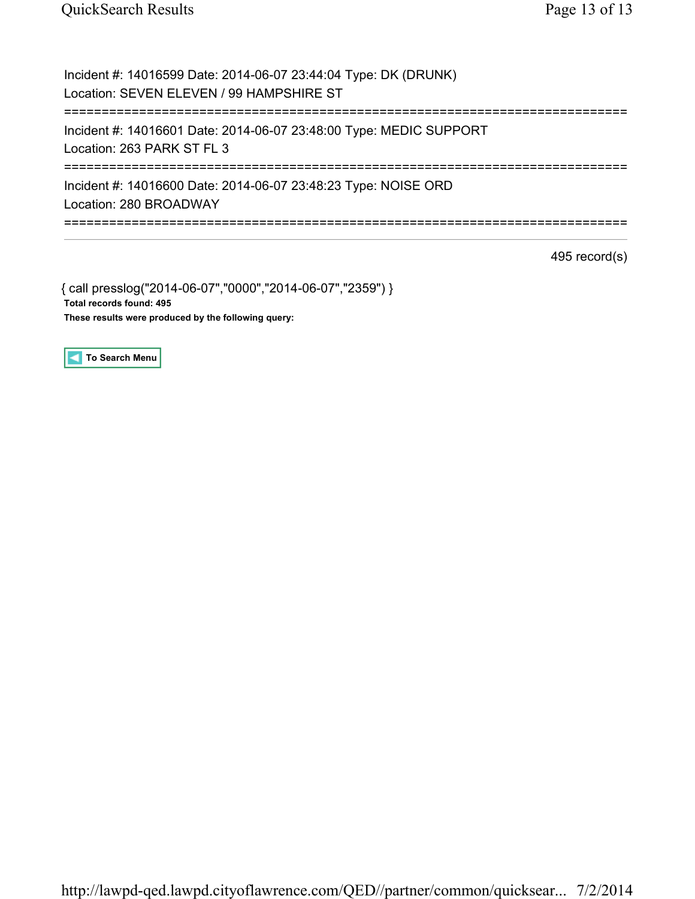Incident #: 14016599 Date: 2014-06-07 23:44:04 Type: DK (DRUNK)
Location: SEVEN ELEVEN / 99 HAMPSHIRE ST

===========================================================================

Incident #: 14016601 Date: 2014-06-07 23:48:00 Type: MEDIC SUPPORT
Location: 263 PARK ST FL 3

===========================================================================

Incident #: 14016600 Date: 2014-06-07 23:48:23 Type: NOISE ORD
Location: 280 BROADWAY

===========================================================================

495 record(s)

{ call presslog("2014-06-07","0000","2014-06-07","2359") }

**Total records found: 495**

**These results were produced by the following query:**

**To Search Menu**